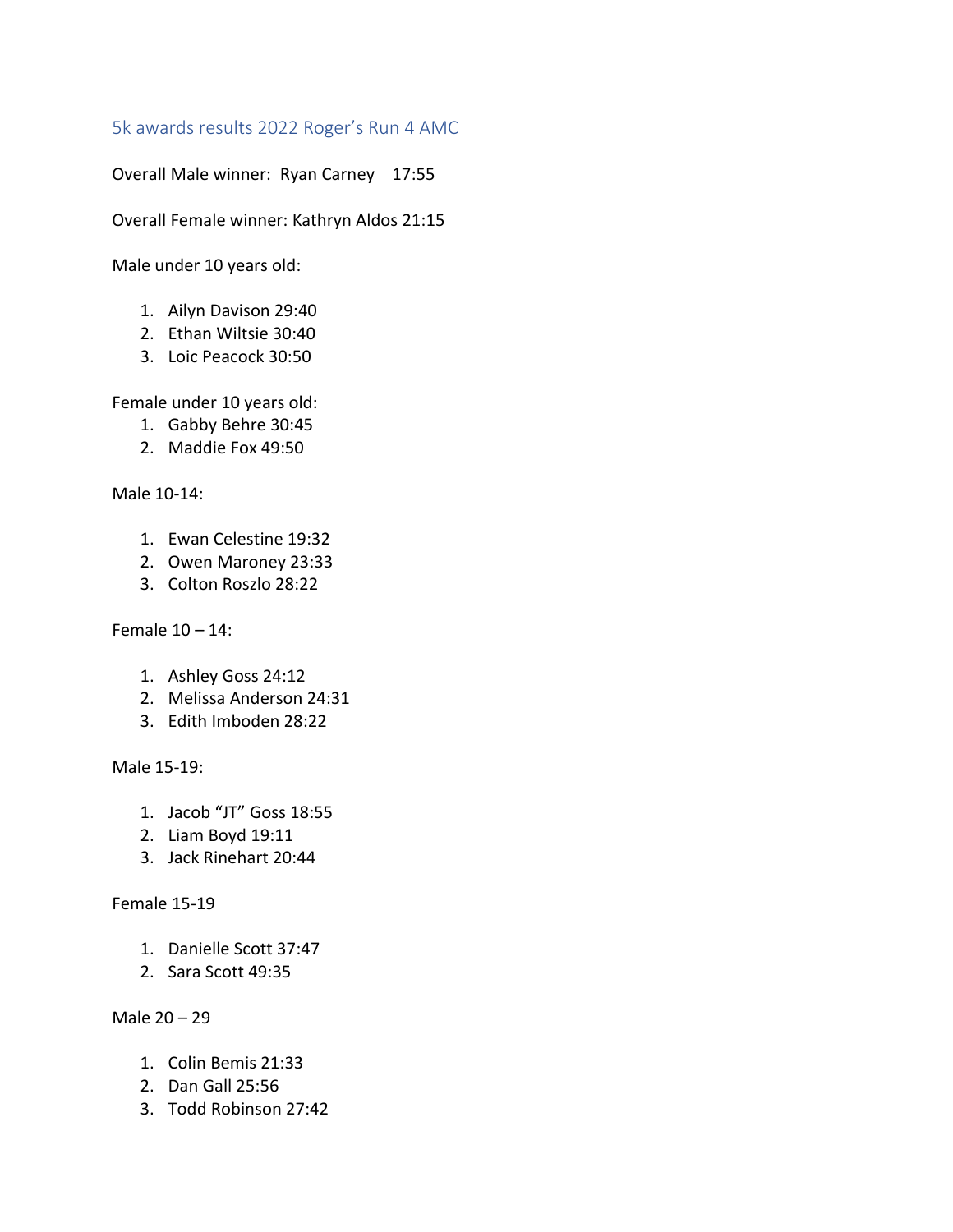## 5k awards results 2022 Roger's Run 4 AMC

Overall Male winner: Ryan Carney 17:55

Overall Female winner: Kathryn Aldos 21:15

Male under 10 years old:

1. Ailyn Davison 29:40
2. Ethan Wiltsie 30:40
3. Loic Peacock 30:50

Female under 10 years old:

1. Gabby Behre 30:45
2. Maddie Fox 49:50

Male 10-14:

1. Ewan Celestine 19:32
2. Owen Maroney 23:33
3. Colton Roszlo 28:22

Female 10 – 14:

1. Ashley Goss 24:12
2. Melissa Anderson 24:31
3. Edith Imboden 28:22

Male 15-19:

1. Jacob "JT" Goss 18:55
2. Liam Boyd 19:11
3. Jack Rinehart 20:44

Female 15-19

1. Danielle Scott 37:47
2. Sara Scott 49:35

Male 20 – 29

1. Colin Bemis 21:33
2. Dan Gall 25:56
3. Todd Robinson 27:42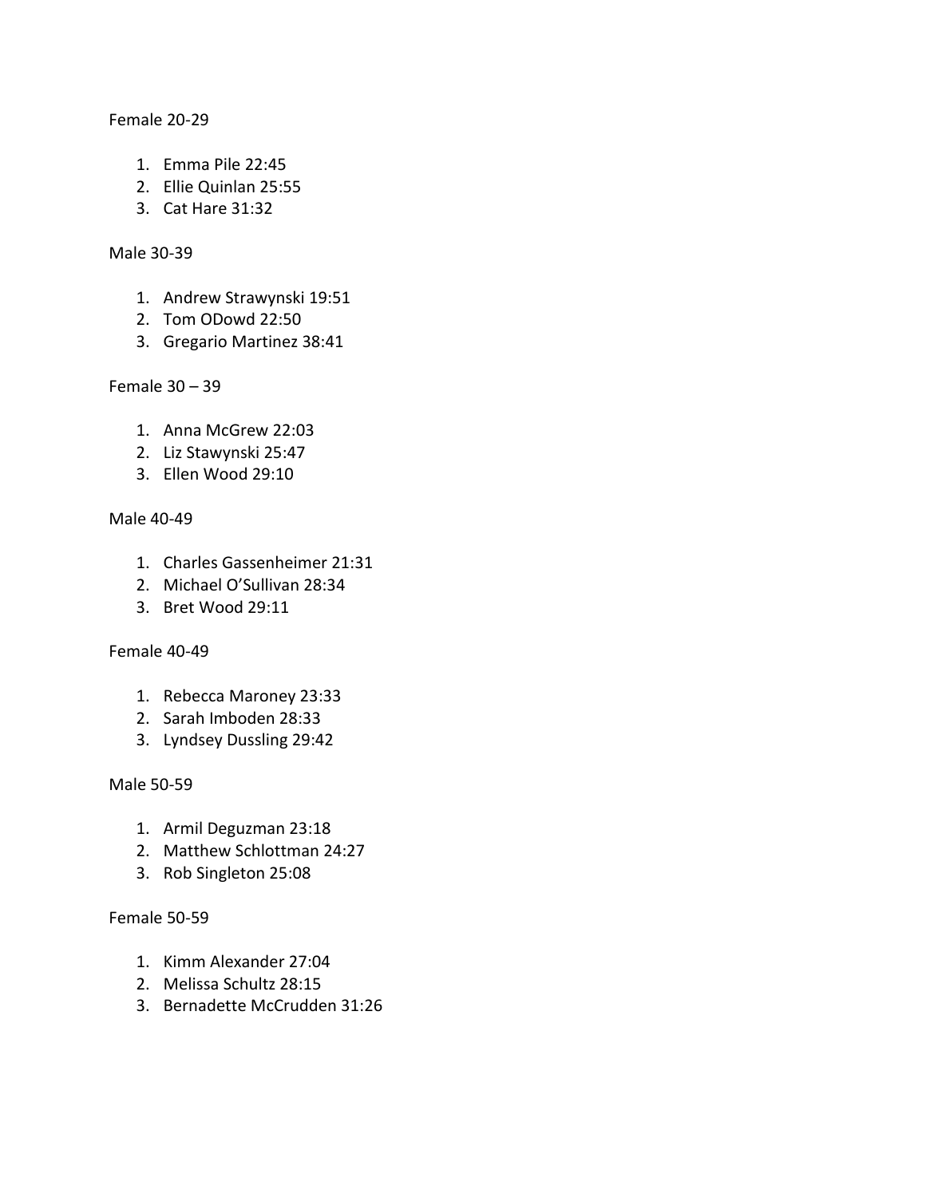Female 20-29

1. Emma Pile 22:45
2. Ellie Quinlan 25:55
3. Cat Hare 31:32

Male 30-39

1. Andrew Strawynski 19:51
2. Tom ODowd 22:50
3. Gregario Martinez 38:41

Female 30 – 39

1. Anna McGrew 22:03
2. Liz Stawynski 25:47
3. Ellen Wood 29:10

Male 40-49

1. Charles Gassenheimer 21:31
2. Michael O'Sullivan 28:34
3. Bret Wood 29:11

Female 40-49

1. Rebecca Maroney 23:33
2. Sarah Imboden 28:33
3. Lyndsey Dussling 29:42

Male 50-59

1. Armil Deguzman 23:18
2. Matthew Schlottman 24:27
3. Rob Singleton 25:08

Female 50-59

1. Kimm Alexander 27:04
2. Melissa Schultz 28:15
3. Bernadette McCrudden 31:26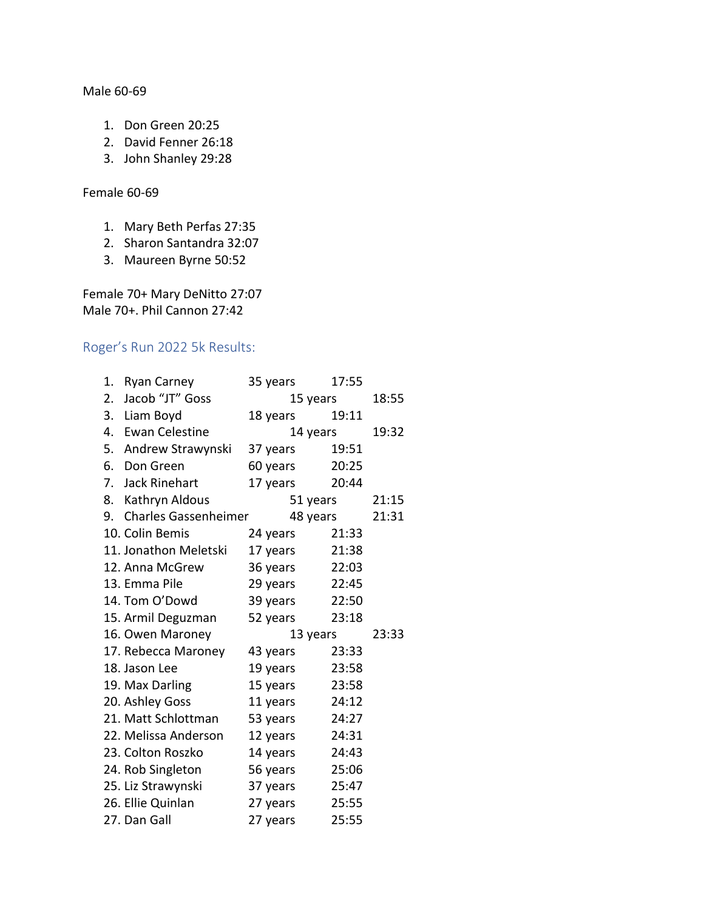Male 60-69

1. Don Green 20:25
2. David Fenner 26:18
3. John Shanley 29:28

Female 60-69

1. Mary Beth Perfas 27:35
2. Sharon Santandra 32:07
3. Maureen Byrne 50:52

Female 70+ Mary DeNitto 27:07
Male 70+. Phil Cannon 27:42

## Roger's Run 2022 5k Results:

| | Name | Age | Time |
|---|---|---|---|
| 1. | Ryan Carney | 35 years | 17:55 |
| 2. | Jacob "JT" Goss | 15 years | 18:55 |
| 3. | Liam Boyd | 18 years | 19:11 |
| 4. | Ewan Celestine | 14 years | 19:32 |
| 5. | Andrew Strawynski | 37 years | 19:51 |
| 6. | Don Green | 60 years | 20:25 |
| 7. | Jack Rinehart | 17 years | 20:44 |
| 8. | Kathryn Aldous | 51 years | 21:15 |
| 9. | Charles Gassenheimer | 48 years | 21:31 |
| 10. | Colin Bemis | 24 years | 21:33 |
| 11. | Jonathon Meletski | 17 years | 21:38 |
| 12. | Anna McGrew | 36 years | 22:03 |
| 13. | Emma Pile | 29 years | 22:45 |
| 14. | Tom O'Dowd | 39 years | 22:50 |
| 15. | Armil Deguzman | 52 years | 23:18 |
| 16. | Owen Maroney | 13 years | 23:33 |
| 17. | Rebecca Maroney | 43 years | 23:33 |
| 18. | Jason Lee | 19 years | 23:58 |
| 19. | Max Darling | 15 years | 23:58 |
| 20. | Ashley Goss | 11 years | 24:12 |
| 21. | Matt Schlottman | 53 years | 24:27 |
| 22. | Melissa Anderson | 12 years | 24:31 |
| 23. | Colton Roszko | 14 years | 24:43 |
| 24. | Rob Singleton | 56 years | 25:06 |
| 25. | Liz Strawynski | 37 years | 25:47 |
| 26. | Ellie Quinlan | 27 years | 25:55 |
| 27. | Dan Gall | 27 years | 25:55 |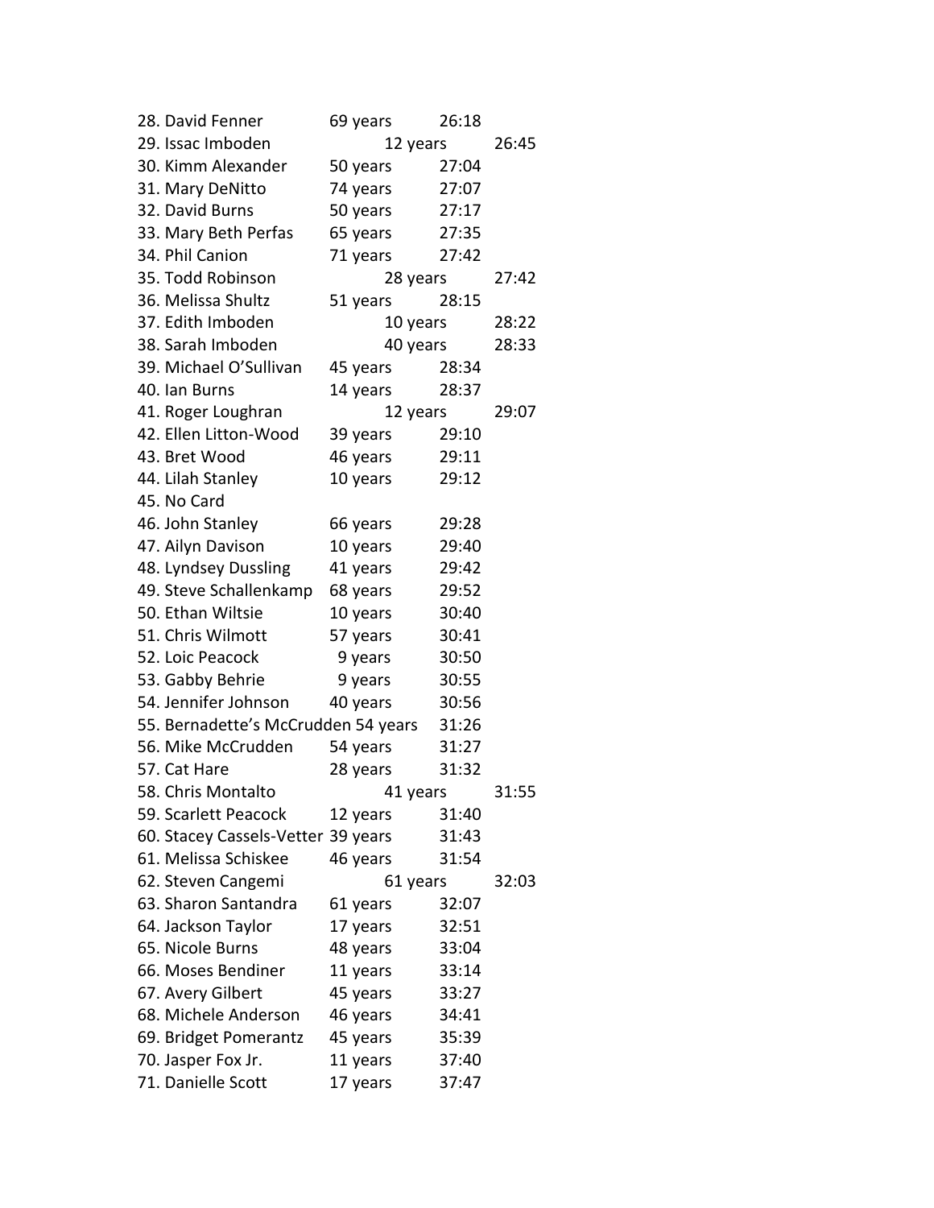| Place/Name | Age | Time |
| --- | --- | --- |
| 28. David Fenner | 69 years | 26:18 |
| 29. Issac Imboden | 12 years | 26:45 |
| 30. Kimm Alexander | 50 years | 27:04 |
| 31. Mary DeNitto | 74 years | 27:07 |
| 32. David Burns | 50 years | 27:17 |
| 33. Mary Beth Perfas | 65 years | 27:35 |
| 34. Phil Canion | 71 years | 27:42 |
| 35. Todd Robinson | 28 years | 27:42 |
| 36. Melissa Shultz | 51 years | 28:15 |
| 37. Edith Imboden | 10 years | 28:22 |
| 38. Sarah Imboden | 40 years | 28:33 |
| 39. Michael O'Sullivan | 45 years | 28:34 |
| 40. Ian Burns | 14 years | 28:37 |
| 41. Roger Loughran | 12 years | 29:07 |
| 42. Ellen Litton-Wood | 39 years | 29:10 |
| 43. Bret Wood | 46 years | 29:11 |
| 44. Lilah Stanley | 10 years | 29:12 |
| 45. No Card | | |
| 46. John Stanley | 66 years | 29:28 |
| 47. Ailyn Davison | 10 years | 29:40 |
| 48. Lyndsey Dussling | 41 years | 29:42 |
| 49. Steve Schallenkamp | 68 years | 29:52 |
| 50. Ethan Wiltsie | 10 years | 30:40 |
| 51. Chris Wilmott | 57 years | 30:41 |
| 52. Loic Peacock | 9 years | 30:50 |
| 53. Gabby Behrie | 9 years | 30:55 |
| 54. Jennifer Johnson | 40 years | 30:56 |
| 55. Bernadette's McCrudden | 54 years | 31:26 |
| 56. Mike McCrudden | 54 years | 31:27 |
| 57. Cat Hare | 28 years | 31:32 |
| 58. Chris Montalto | 41 years | 31:55 |
| 59. Scarlett Peacock | 12 years | 31:40 |
| 60. Stacey Cassels-Vetter | 39 years | 31:43 |
| 61. Melissa Schiskee | 46 years | 31:54 |
| 62. Steven Cangemi | 61 years | 32:03 |
| 63. Sharon Santandra | 61 years | 32:07 |
| 64. Jackson Taylor | 17 years | 32:51 |
| 65. Nicole Burns | 48 years | 33:04 |
| 66. Moses Bendiner | 11 years | 33:14 |
| 67. Avery Gilbert | 45 years | 33:27 |
| 68. Michele Anderson | 46 years | 34:41 |
| 69. Bridget Pomerantz | 45 years | 35:39 |
| 70. Jasper Fox Jr. | 11 years | 37:40 |
| 71. Danielle Scott | 17 years | 37:47 |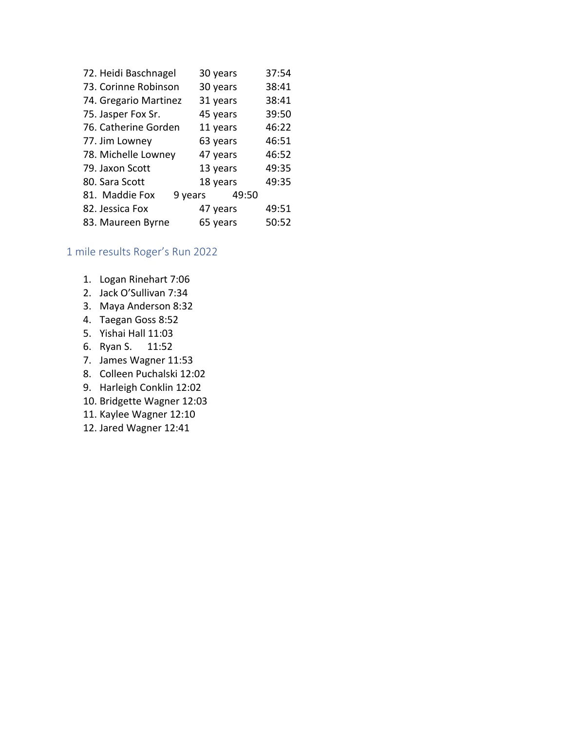| | | |
|---|---|---|
| 72. Heidi Baschnagel | 30 years | 37:54 |
| 73. Corinne Robinson | 30 years | 38:41 |
| 74. Gregario Martinez | 31 years | 38:41 |
| 75. Jasper Fox Sr. | 45 years | 39:50 |
| 76. Catherine Gorden | 11 years | 46:22 |
| 77. Jim Lowney | 63 years | 46:51 |
| 78. Michelle Lowney | 47 years | 46:52 |
| 79. Jaxon Scott | 13 years | 49:35 |
| 80. Sara Scott | 18 years | 49:35 |
| 81. Maddie Fox | 9 years | 49:50 |
| 82. Jessica Fox | 47 years | 49:51 |
| 83. Maureen Byrne | 65 years | 50:52 |

## 1 mile results Roger's Run 2022

1. Logan Rinehart 7:06
2. Jack O'Sullivan 7:34
3. Maya Anderson 8:32
4. Taegan Goss 8:52
5. Yishai Hall 11:03
6. Ryan S. 11:52
7. James Wagner 11:53
8. Colleen Puchalski 12:02
9. Harleigh Conklin 12:02
10. Bridgette Wagner 12:03
11. Kaylee Wagner 12:10
12. Jared Wagner 12:41